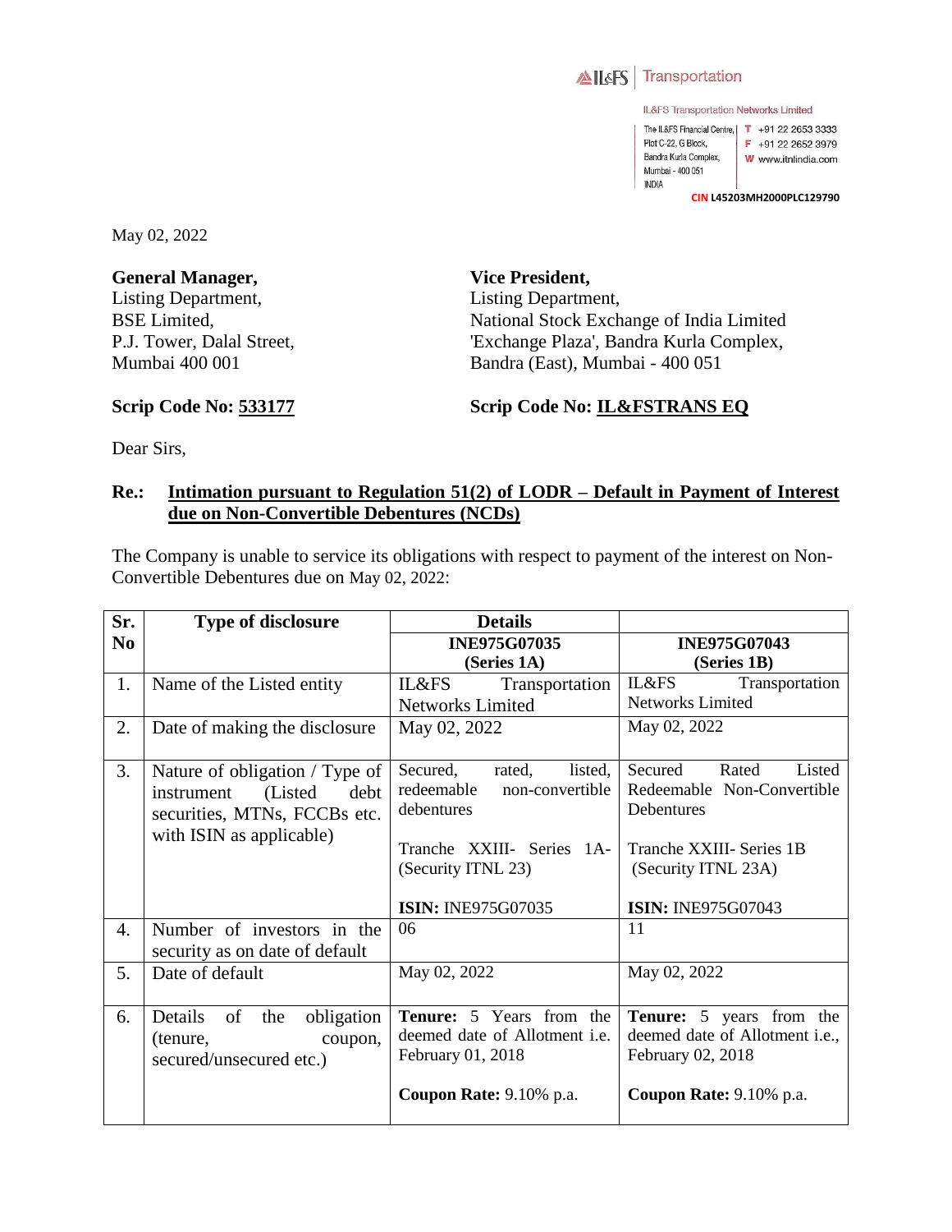IL&FS | Transportation

IL&FS Transportation Networks Limited

The IL&FS Financial Centre, Plot C-22, G Block, Bandra Kurla Complex, Mumbai - 400 051 INDIA

T +91 22 2653 3333
F +91 22 2652 3979
W www.itnlindia.com

CIN L45203MH2000PLC129790

May 02, 2022

**General Manager,**
Listing Department,
BSE Limited,
P.J. Tower, Dalal Street,
Mumbai 400 001

**Scrip Code No: 533177**

**Vice President,**
Listing Department,
National Stock Exchange of India Limited
'Exchange Plaza', Bandra Kurla Complex,
Bandra (East), Mumbai - 400 051

**Scrip Code No: IL&FSTRANS EQ**

Dear Sirs,

**Re.: Intimation pursuant to Regulation 51(2) of LODR – Default in Payment of Interest due on Non-Convertible Debentures (NCDs)**

The Company is unable to service its obligations with respect to payment of the interest on Non-Convertible Debentures due on May 02, 2022:

| Sr. No | Type of disclosure | Details | |
|---|---|---|---|
| | | **INE975G07035 (Series 1A)** | **INE975G07043 (Series 1B)** |
| 1. | Name of the Listed entity | IL&FS Transportation Networks Limited | IL&FS Transportation Networks Limited |
| 2. | Date of making the disclosure | May 02, 2022 | May 02, 2022 |
| 3. | Nature of obligation / Type of instrument (Listed debt securities, MTNs, FCCBs etc. with ISIN as applicable) | Secured, rated, listed, redeemable non-convertible debentures<br><br>Tranche XXIII- Series 1A- (Security ITNL 23)<br><br>**ISIN:** INE975G07035 | Secured Rated Listed Redeemable Non-Convertible Debentures<br><br>Tranche XXIII- Series 1B (Security ITNL 23A)<br><br>**ISIN:** INE975G07043 |
| 4. | Number of investors in the security as on date of default | 06 | 11 |
| 5. | Date of default | May 02, 2022 | May 02, 2022 |
| 6. | Details of the obligation (tenure, coupon, secured/unsecured etc.) | **Tenure:** 5 Years from the deemed date of Allotment i.e. February 01, 2018<br><br>**Coupon Rate:** 9.10% p.a. | **Tenure:** 5 years from the deemed date of Allotment i.e., February 02, 2018<br><br>**Coupon Rate:** 9.10% p.a. |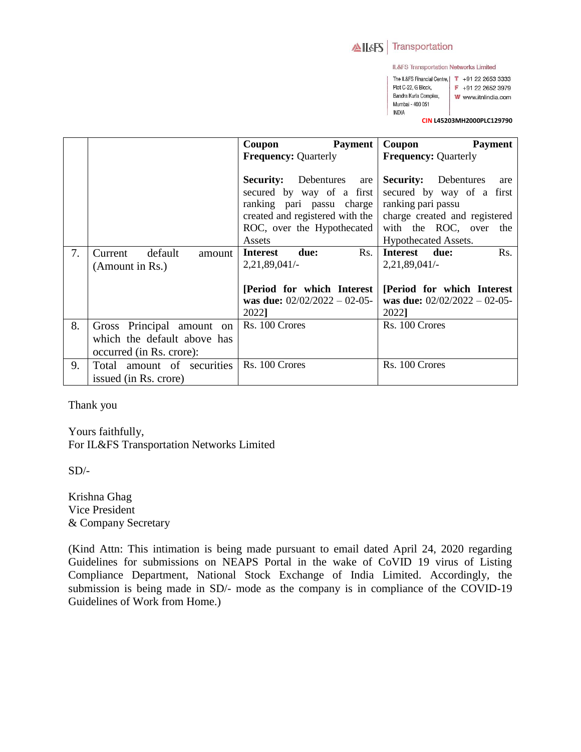| | | | |
|---|---|---|---|
| | | **Coupon Payment Frequency:** Quarterly<br><br>**Security:** Debentures are secured by way of a first ranking pari passu charge created and registered with the ROC, over the Hypothecated Assets | **Coupon Payment Frequency:** Quarterly<br><br>**Security:** Debentures are secured by way of a first ranking pari passu charge created and registered with the ROC, over the Hypothecated Assets. |
| 7. | Current default amount (Amount in Rs.) | **Interest due:** Rs. 2,21,89,041/-<br><br>**[Period for which Interest was due:** 02/02/2022 – 02-05-2022**]** | **Interest due:** Rs. 2,21,89,041/-<br><br>**[Period for which Interest was due:** 02/02/2022 – 02-05-2022**]** |
| 8. | Gross Principal amount on which the default above has occurred (in Rs. crore): | Rs. 100 Crores | Rs. 100 Crores |
| 9. | Total amount of securities issued (in Rs. crore) | Rs. 100 Crores | Rs. 100 Crores |

Thank you

Yours faithfully,
For IL&FS Transportation Networks Limited

SD/-

Krishna Ghag
Vice President
& Company Secretary

(Kind Attn: This intimation is being made pursuant to email dated April 24, 2020 regarding Guidelines for submissions on NEAPS Portal in the wake of CoVID 19 virus of Listing Compliance Department, National Stock Exchange of India Limited. Accordingly, the submission is being made in SD/- mode as the company is in compliance of the COVID-19 Guidelines of Work from Home.)